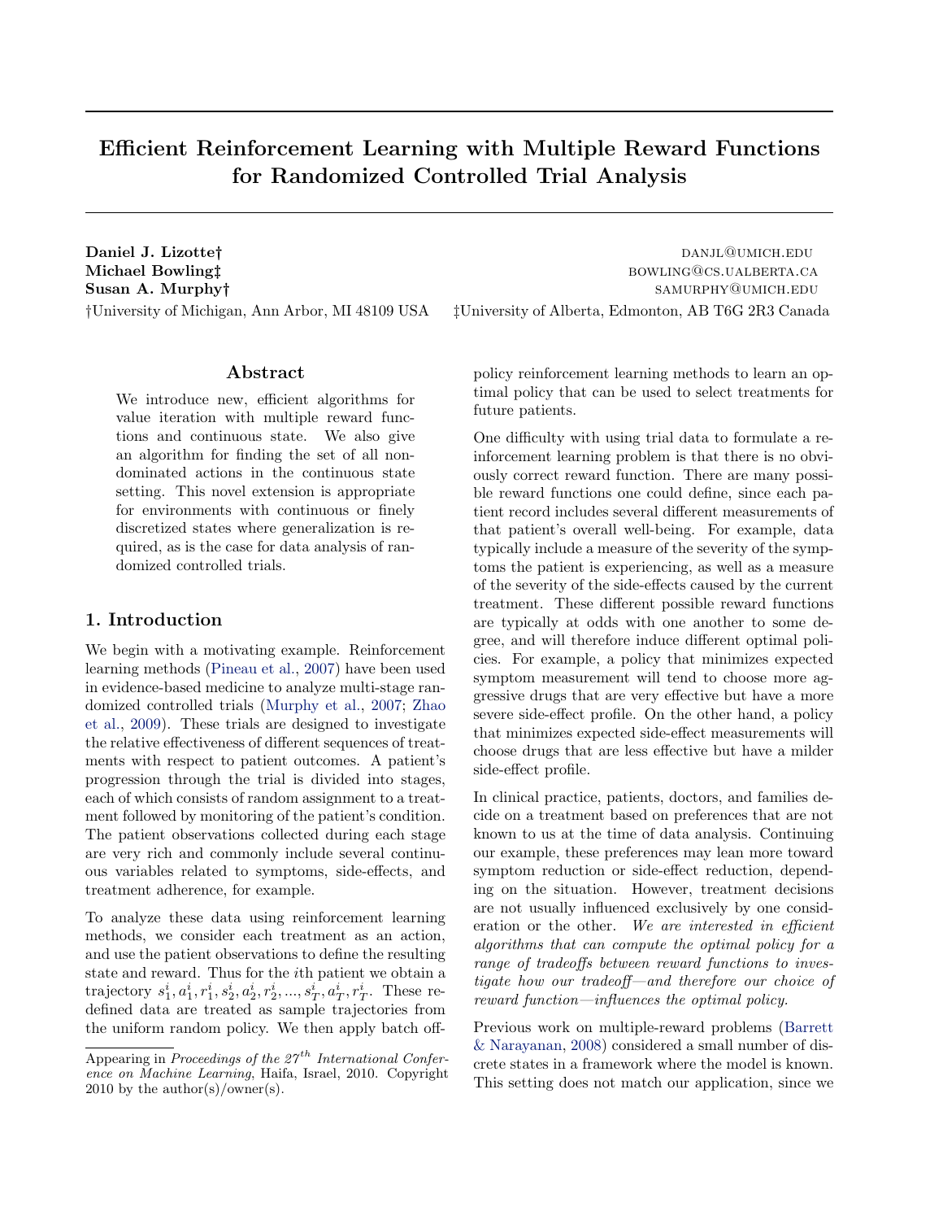# Efficient Reinforcement Learning with Multiple Reward Functions for Randomized Controlled Trial Analysis

**Daniel J. Lizotte†** DANJL@UMICH.EDU
**Michael Bowling‡** BOWLING@CS.UALBERTA.CA
**Susan A. Murphy†** SAMURPHY@UMICH.EDU

†University of Michigan, Ann Arbor, MI 48109 USA ‡University of Alberta, Edmonton, AB T6G 2R3 Canada

## Abstract

We introduce new, efficient algorithms for value iteration with multiple reward functions and continuous state. We also give an algorithm for finding the set of all non-dominated actions in the continuous state setting. This novel extension is appropriate for environments with continuous or finely discretized states where generalization is required, as is the case for data analysis of randomized controlled trials.

## 1. Introduction

We begin with a motivating example. Reinforcement learning methods (Pineau et al., 2007) have been used in evidence-based medicine to analyze multi-stage randomized controlled trials (Murphy et al., 2007; Zhao et al., 2009). These trials are designed to investigate the relative effectiveness of different sequences of treatments with respect to patient outcomes. A patient's progression through the trial is divided into stages, each of which consists of random assignment to a treatment followed by monitoring of the patient's condition. The patient observations collected during each stage are very rich and commonly include several continuous variables related to symptoms, side-effects, and treatment adherence, for example.

To analyze these data using reinforcement learning methods, we consider each treatment as an action, and use the patient observations to define the resulting state and reward. Thus for the $i$th patient we obtain a trajectory $s_1^i, a_1^i, r_1^i, s_2^i, a_2^i, r_2^i, ..., s_T^i, a_T^i, r_T^i$. These redefined data are treated as sample trajectories from the uniform random policy. We then apply batch off-policy reinforcement learning methods to learn an optimal policy that can be used to select treatments for future patients.

One difficulty with using trial data to formulate a reinforcement learning problem is that there is no obviously correct reward function. There are many possible reward functions one could define, since each patient record includes several different measurements of that patient's overall well-being. For example, data typically include a measure of the severity of the symptoms the patient is experiencing, as well as a measure of the severity of the side-effects caused by the current treatment. These different possible reward functions are typically at odds with one another to some degree, and will therefore induce different optimal policies. For example, a policy that minimizes expected symptom measurement will tend to choose more aggressive drugs that are very effective but have a more severe side-effect profile. On the other hand, a policy that minimizes expected side-effect measurements will choose drugs that are less effective but have a milder side-effect profile.

In clinical practice, patients, doctors, and families decide on a treatment based on preferences that are not known to us at the time of data analysis. Continuing our example, these preferences may lean more toward symptom reduction or side-effect reduction, depending on the situation. However, treatment decisions are not usually influenced exclusively by one consideration or the other. *We are interested in efficient algorithms that can compute the optimal policy for a range of tradeoffs between reward functions to investigate how our tradeoff—and therefore our choice of reward function—influences the optimal policy.*

Previous work on multiple-reward problems (Barrett & Narayanan, 2008) considered a small number of discrete states in a framework where the model is known. This setting does not match our application, since we

---

Appearing in *Proceedings of the 27[th] International Conference on Machine Learning*, Haifa, Israel, 2010. Copyright 2010 by the author(s)/owner(s).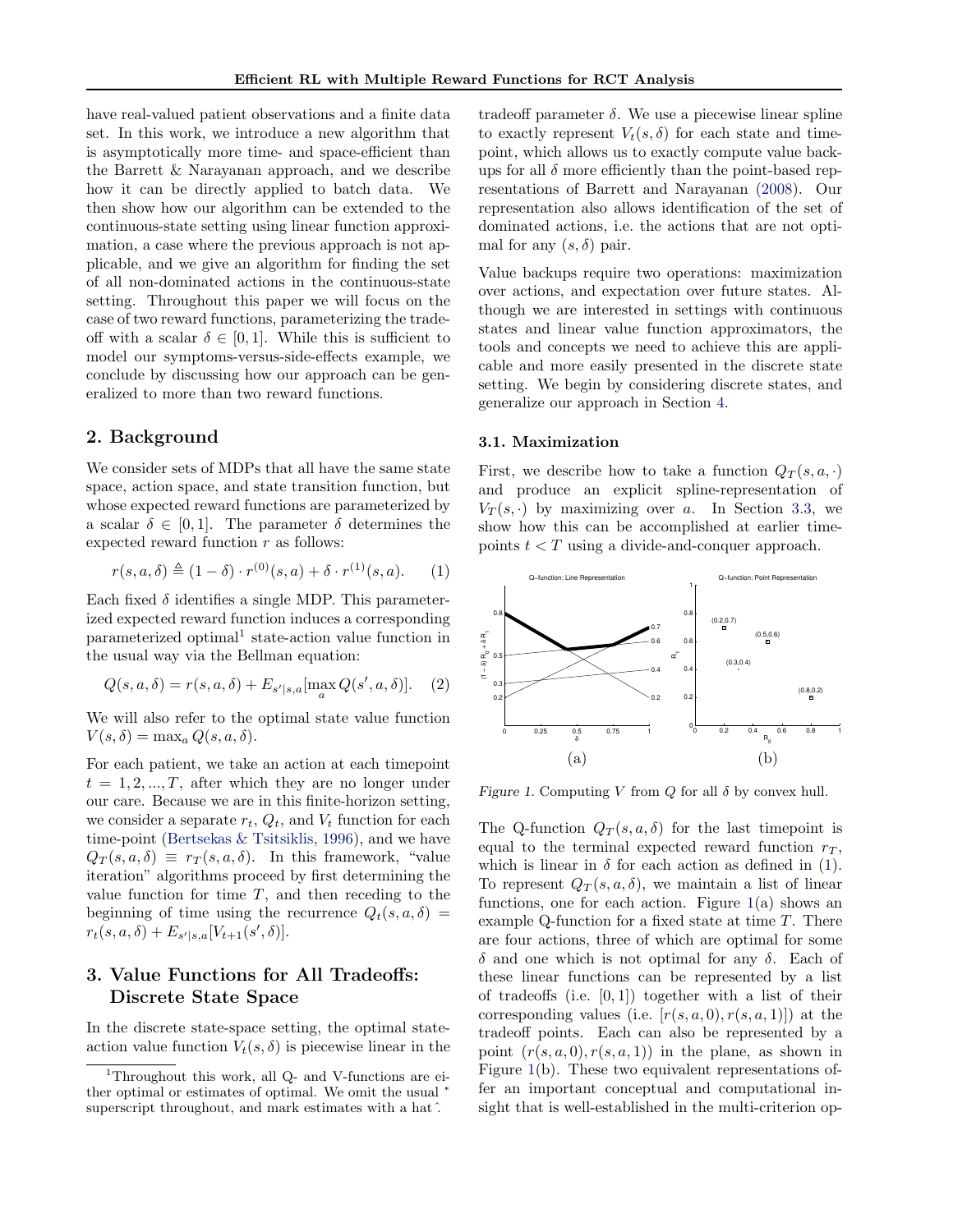have real-valued patient observations and a finite data set. In this work, we introduce a new algorithm that is asymptotically more time- and space-efficient than the Barrett & Narayanan approach, and we describe how it can be directly applied to batch data. We then show how our algorithm can be extended to the continuous-state setting using linear function approximation, a case where the previous approach is not applicable, and we give an algorithm for finding the set of all non-dominated actions in the continuous-state setting. Throughout this paper we will focus on the case of two reward functions, parameterizing the tradeoff with a scalar $\delta \in [0, 1]$. While this is sufficient to model our symptoms-versus-side-effects example, we conclude by discussing how our approach can be generalized to more than two reward functions.

## 2. Background

We consider sets of MDPs that all have the same state space, action space, and state transition function, but whose expected reward functions are parameterized by a scalar $\delta \in [0, 1]$. The parameter $\delta$ determines the expected reward function $r$ as follows:

$$r(s, a, \delta) \triangleq (1 - \delta) \cdot r^{(0)}(s, a) + \delta \cdot r^{(1)}(s, a). \quad (1)$$

Each fixed $\delta$ identifies a single MDP. This parameterized expected reward function induces a corresponding parameterized optimal[1] state-action value function in the usual way via the Bellman equation:

$$Q(s, a, \delta) = r(s, a, \delta) + E_{s'|s,a}[\max_a Q(s', a, \delta)]. \quad (2)$$

We will also refer to the optimal state value function $V(s, \delta) = \max_a Q(s, a, \delta)$.

For each patient, we take an action at each timepoint $t = 1, 2, ..., T$, after which they are no longer under our care. Because we are in this finite-horizon setting, we consider a separate $r_t$, $Q_t$, and $V_t$ function for each time-point (Bertsekas & Tsitsiklis, 1996), and we have $Q_T(s, a, \delta) \equiv r_T(s, a, \delta)$. In this framework, "value iteration" algorithms proceed by first determining the value function for time $T$, and then receding to the beginning of time using the recurrence $Q_t(s, a, \delta) = r_t(s, a, \delta) + E_{s'|s,a}[V_{t+1}(s', \delta)]$.

## 3. Value Functions for All Tradeoffs: Discrete State Space

In the discrete state-space setting, the optimal state-action value function $V_t(s, \delta)$ is piecewise linear in the tradeoff parameter $\delta$. We use a piecewise linear spline to exactly represent $V_t(s, \delta)$ for each state and timepoint, which allows us to exactly compute value backups for all $\delta$ more efficiently than the point-based representations of Barrett and Narayanan (2008). Our representation also allows identification of the set of dominated actions, i.e. the actions that are not optimal for any $(s, \delta)$ pair.

Value backups require two operations: maximization over actions, and expectation over future states. Although we are interested in settings with continuous states and linear value function approximators, the tools and concepts we need to achieve this are applicable and more easily presented in the discrete state setting. We begin by considering discrete states, and generalize our approach in Section 4.

### 3.1. Maximization

First, we describe how to take a function $Q_T(s, a, \cdot)$ and produce an explicit spline-representation of $V_T(s, \cdot)$ by maximizing over $a$. In Section 3.3, we show how this can be accomplished at earlier timepoints $t < T$ using a divide-and-conquer approach.

Figure 1. Computing $V$ from $Q$ for all $\delta$ by convex hull.

The Q-function $Q_T(s, a, \delta)$ for the last timepoint is equal to the terminal expected reward function $r_T$, which is linear in $\delta$ for each action as defined in (1). To represent $Q_T(s, a, \delta)$, we maintain a list of linear functions, one for each action. Figure 1(a) shows an example Q-function for a fixed state at time $T$. There are four actions, three of which are optimal for some $\delta$ and one which is not optimal for any $\delta$. Each of these linear functions can be represented by a list of tradeoffs (i.e. $[0, 1]$) together with a list of their corresponding values (i.e. $[r(s, a, 0), r(s, a, 1)]$) at the tradeoff points. Each can also be represented by a point $(r(s, a, 0), r(s, a, 1))$ in the plane, as shown in Figure 1(b). These two equivalent representations offer an important conceptual and computational insight that is well-established in the multi-criterion op-

[1] Throughout this work, all Q- and V-functions are either optimal or estimates of optimal. We omit the usual * superscript throughout, and mark estimates with a hat ˆ.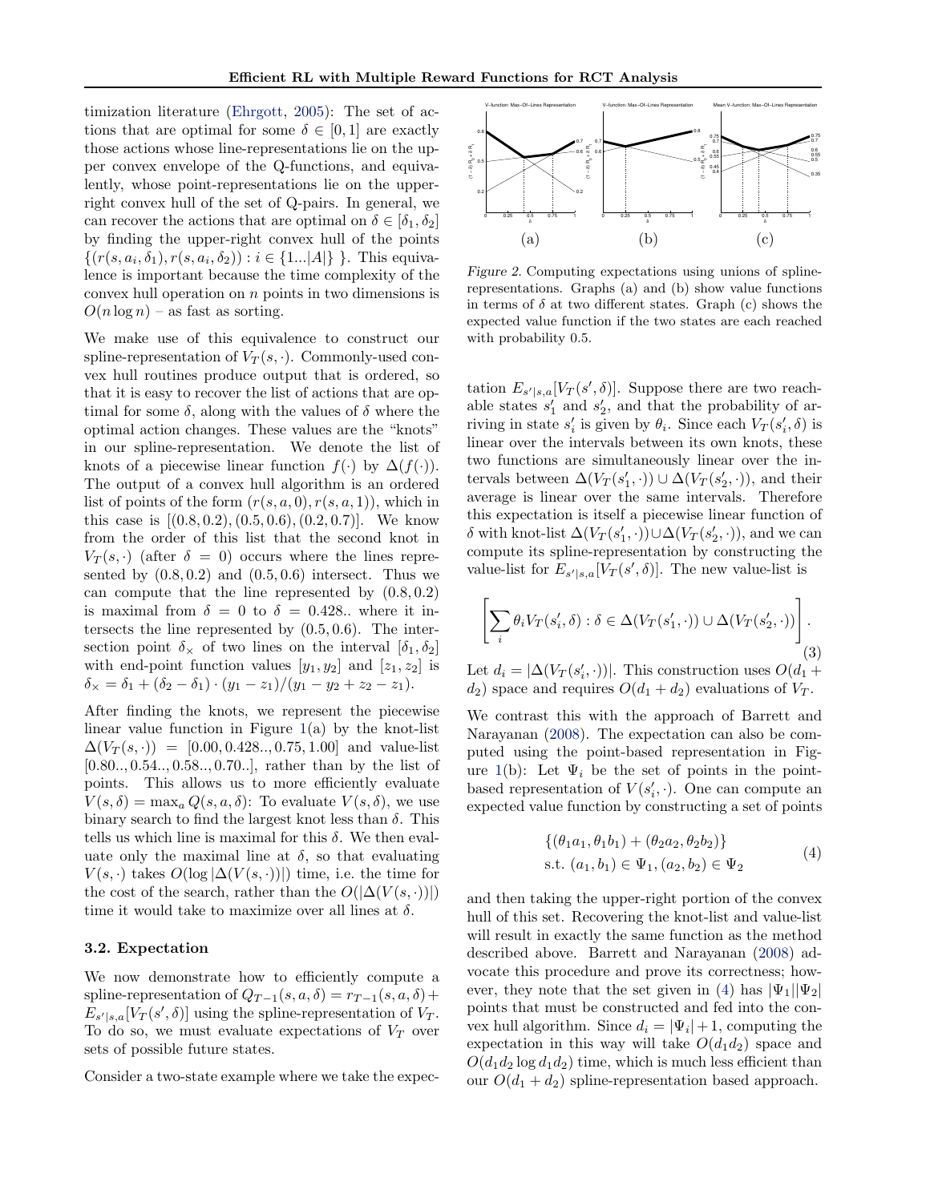timization literature (Ehrgott, 2005): The set of actions that are optimal for some $\delta \in [0, 1]$ are exactly those actions whose line-representations lie on the upper convex envelope of the Q-functions, and equivalently, whose point-representations lie on the upper-right convex hull of the set of Q-pairs. In general, we can recover the actions that are optimal on $\delta \in [\delta_1, \delta_2]$ by finding the upper-right convex hull of the points $\{(r(s, a_i, \delta_1), r(s, a_i, \delta_2)) : i \in \{1...|A|\}\ \}$. This equivalence is important because the time complexity of the convex hull operation on $n$ points in two dimensions is $O(n \log n)$ – as fast as sorting.

We make use of this equivalence to construct our spline-representation of $V_T(s, \cdot)$. Commonly-used convex hull routines produce output that is ordered, so that it is easy to recover the list of actions that are optimal for some $\delta$, along with the values of $\delta$ where the optimal action changes. These values are the "knots" in our spline-representation. We denote the list of knots of a piecewise linear function $f(\cdot)$ by $\Delta(f(\cdot))$. The output of a convex hull algorithm is an ordered list of points of the form $(r(s, a, 0), r(s, a, 1))$, which in this case is $[(0.8, 0.2), (0.5, 0.6), (0.2, 0.7)]$. We know from the order of this list that the second knot in $V_T(s, \cdot)$ (after $\delta = 0$) occurs where the lines represented by $(0.8, 0.2)$ and $(0.5, 0.6)$ intersect. Thus we can compute that the line represented by $(0.8, 0.2)$ is maximal from $\delta = 0$ to $\delta = 0.428..$ where it intersects the line represented by $(0.5, 0.6)$. The intersection point $\delta_\times$ of two lines on the interval $[\delta_1, \delta_2]$ with end-point function values $[y_1, y_2]$ and $[z_1, z_2]$ is $\delta_\times = \delta_1 + (\delta_2 - \delta_1) \cdot (y_1 - z_1)/(y_1 - y_2 + z_2 - z_1)$.

After finding the knots, we represent the piecewise linear value function in Figure 1(a) by the knot-list $\Delta(V_T(s, \cdot)) = [0.00, 0.428.., 0.75, 1.00]$ and value-list $[0.80.., 0.54.., 0.58.., 0.70..]$, rather than by the list of points. This allows us to more efficiently evaluate $V(s, \delta) = \max_a Q(s, a, \delta)$: To evaluate $V(s, \delta)$, we use binary search to find the largest knot less than $\delta$. This tells us which line is maximal for this $\delta$. We then evaluate only the maximal line at $\delta$, so that evaluating $V(s, \cdot)$ takes $O(\log |\Delta(V(s, \cdot))|)$ time, i.e. the time for the cost of the search, rather than the $O(|\Delta(V(s, \cdot))|)$ time it would take to maximize over all lines at $\delta$.

### 3.2. Expectation

We now demonstrate how to efficiently compute a spline-representation of $Q_{T-1}(s, a, \delta) = r_{T-1}(s, a, \delta) + E_{s'|s,a}[V_T(s', \delta)]$ using the spline-representation of $V_T$. To do so, we must evaluate expectations of $V_T$ over sets of possible future states.

Consider a two-state example where we take the expectation $E_{s'|s,a}[V_T(s', \delta)]$. Suppose there are two reachable states $s'_1$ and $s'_2$, and that the probability of arriving in state $s'_i$ is given by $\theta_i$. Since each $V_T(s'_i, \delta)$ is linear over the intervals between its own knots, these two functions are simultaneously linear over the intervals between $\Delta(V_T(s'_1, \cdot)) \cup \Delta(V_T(s'_2, \cdot))$, and their average is linear over the same intervals. Therefore this expectation is itself a piecewise linear function of $\delta$ with knot-list $\Delta(V_T(s'_1, \cdot)) \cup \Delta(V_T(s'_2, \cdot))$, and we can compute its spline-representation by constructing the value-list for $E_{s'|s,a}[V_T(s', \delta)]$. The new value-list is

$$\left[ \sum_i \theta_i V_T(s'_i, \delta) : \delta \in \Delta(V_T(s'_1, \cdot)) \cup \Delta(V_T(s'_2, \cdot)) \right]. \tag{3}$$

Let $d_i = |\Delta(V_T(s'_i, \cdot))|$. This construction uses $O(d_1 + d_2)$ space and requires $O(d_1 + d_2)$ evaluations of $V_T$.

We contrast this with the approach of Barrett and Narayanan (2008). The expectation can also be computed using the point-based representation in Figure 1(b): Let $\Psi_i$ be the set of points in the point-based representation of $V(s'_i, \cdot)$. One can compute an expected value function by constructing a set of points

$$\begin{aligned} &\{(\theta_1 a_1, \theta_1 b_1) + (\theta_2 a_2, \theta_2 b_2)\} \\ &\text{s.t. } (a_1, b_1) \in \Psi_1, (a_2, b_2) \in \Psi_2 \end{aligned} \tag{4}$$

and then taking the upper-right portion of the convex hull of this set. Recovering the knot-list and value-list will result in exactly the same function as the method described above. Barrett and Narayanan (2008) advocate this procedure and prove its correctness; however, they note that the set given in (4) has $|\Psi_1||\Psi_2|$ points that must be constructed and fed into the convex hull algorithm. Since $d_i = |\Psi_i| + 1$, computing the expectation in this way will take $O(d_1 d_2)$ space and $O(d_1 d_2 \log d_1 d_2)$ time, which is much less efficient than our $O(d_1 + d_2)$ spline-representation based approach.

*Figure 2.* Computing expectations using unions of spline-representations. Graphs (a) and (b) show value functions in terms of $\delta$ at two different states. Graph (c) shows the expected value function if the two states are each reached with probability 0.5.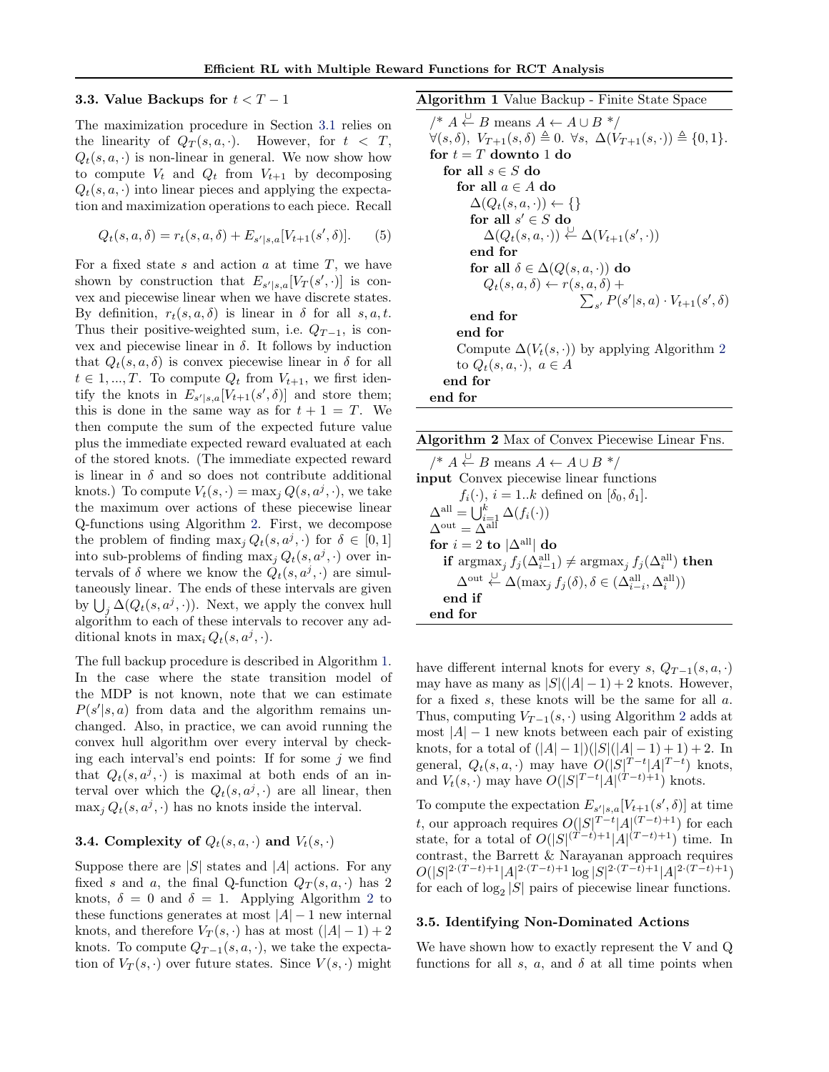### 3.3. Value Backups for $t < T - 1$

The maximization procedure in Section 3.1 relies on the linearity of $Q_T(s, a, \cdot)$. However, for $t < T$, $Q_t(s, a, \cdot)$ is non-linear in general. We now show how to compute $V_t$ and $Q_t$ from $V_{t+1}$ by decomposing $Q_t(s, a, \cdot)$ into linear pieces and applying the expectation and maximization operations to each piece. Recall

$$Q_t(s, a, \delta) = r_t(s, a, \delta) + E_{s'|s,a}[V_{t+1}(s', \delta)]. \quad (5)$$

For a fixed state $s$ and action $a$ at time $T$, we have shown by construction that $E_{s'|s,a}[V_T(s', \cdot)]$ is convex and piecewise linear when we have discrete states. By definition, $r_t(s, a, \delta)$ is linear in $\delta$ for all $s, a, t$. Thus their positive-weighted sum, i.e. $Q_{T-1}$, is convex and piecewise linear in $\delta$. It follows by induction that $Q_t(s, a, \delta)$ is convex piecewise linear in $\delta$ for all $t \in 1, ..., T$. To compute $Q_t$ from $V_{t+1}$, we first identify the knots in $E_{s'|s,a}[V_{t+1}(s', \delta)]$ and store them; this is done in the same way as for $t + 1 = T$. We then compute the sum of the expected future value plus the immediate expected reward evaluated at each of the stored knots. (The immediate expected reward is linear in $\delta$ and so does not contribute additional knots.) To compute $V_t(s, \cdot) = \max_j Q(s, a^j, \cdot)$, we take the maximum over actions of these piecewise linear Q-functions using Algorithm 2. First, we decompose the problem of finding $\max_j Q_t(s, a^j, \cdot)$ for $\delta \in [0, 1]$ into sub-problems of finding $\max_j Q_t(s, a^j, \cdot)$ over intervals of $\delta$ where we know the $Q_t(s, a^j, \cdot)$ are simultaneously linear. The ends of these intervals are given by $\bigcup_j \Delta(Q_t(s, a^j, \cdot))$. Next, we apply the convex hull algorithm to each of these intervals to recover any additional knots in $\max_i Q_t(s, a^j, \cdot)$.

The full backup procedure is described in Algorithm 1. In the case where the state transition model of the MDP is not known, note that we can estimate $P(s'|s, a)$ from data and the algorithm remains unchanged. Also, in practice, we can avoid running the convex hull algorithm over every interval by checking each interval's end points: If for some $j$ we find that $Q_t(s, a^j, \cdot)$ is maximal at both ends of an interval over which the $Q_t(s, a^j, \cdot)$ are all linear, then $\max_j Q_t(s, a^j, \cdot)$ has no knots inside the interval.

**Algorithm 1** Value Backup - Finite State Space

```
/* A ←∪ B means A ← A ∪ B */
∀(s, δ), V_{T+1}(s, δ) ≜ 0. ∀s, Δ(V_{T+1}(s, ·)) ≜ {0, 1}.
for t = T downto 1 do
  for all s ∈ S do
    for all a ∈ A do
      Δ(Q_t(s, a, ·)) ← {}
      for all s' ∈ S do
        Δ(Q_t(s, a, ·)) ←∪ Δ(V_{t+1}(s', ·))
      end for
      for all δ ∈ Δ(Q(s, a, ·)) do
        Q_t(s, a, δ) ← r(s, a, δ) +
                       Σ_{s'} P(s'|s, a) · V_{t+1}(s', δ)
      end for
    end for
    Compute Δ(V_t(s, ·)) by applying Algorithm 2
    to Q_t(s, a, ·), a ∈ A
  end for
end for
```

**Algorithm 2** Max of Convex Piecewise Linear Fns.

```
/* A ←∪ B means A ← A ∪ B */
input Convex piecewise linear functions
      f_i(·), i = 1..k defined on [δ_0, δ_1].
Δ^all = ∪_{i=1}^k Δ(f_i(·))
Δ^out = Δ^all
for i = 2 to |Δ^all| do
  if argmax_j f_j(Δ^all_{i-1}) ≠ argmax_j f_j(Δ^all_i) then
    Δ^out ←∪ Δ(max_j f_j(δ), δ ∈ (Δ^all_{i-i}, Δ^all_i))
  end if
end for
```

### 3.4. Complexity of $Q_t(s, a, \cdot)$ and $V_t(s, \cdot)$

Suppose there are $|S|$ states and $|A|$ actions. For any fixed $s$ and $a$, the final Q-function $Q_T(s, a, \cdot)$ has 2 knots, $\delta = 0$ and $\delta = 1$. Applying Algorithm 2 to these functions generates at most $|A| - 1$ new internal knots, and therefore $V_T(s, \cdot)$ has at most $(|A| - 1) + 2$ knots. To compute $Q_{T-1}(s, a, \cdot)$, we take the expectation of $V_T(s, \cdot)$ over future states. Since $V(s, \cdot)$ might have different internal knots for every $s$, $Q_{T-1}(s, a, \cdot)$ may have as many as $|S|(|A| - 1) + 2$ knots. However, for a fixed $s$, these knots will be the same for all $a$. Thus, computing $V_{T-1}(s, \cdot)$ using Algorithm 2 adds at most $|A| - 1$ new knots between each pair of existing knots, for a total of $(|A| - 1|)(|S|(|A| - 1) + 1) + 2$. In general, $Q_t(s, a, \cdot)$ may have $O(|S|^{T-t}|A|^{T-t})$ knots, and $V_t(s, \cdot)$ may have $O(|S|^{T-t}|A|^{(T-t)+1})$ knots.

To compute the expectation $E_{s'|s,a}[V_{t+1}(s', \delta)]$ at time $t$, our approach requires $O(|S|^{T-t}|A|^{(T-t)+1})$ for each state, for a total of $O(|S|^{(T-t)+1}|A|^{(T-t)+1})$ time. In contrast, the Barrett & Narayanan approach requires $O(|S|^{2\cdot(T-t)+1}|A|^{2\cdot(T-t)+1} \log |S|^{2\cdot(T-t)+1}|A|^{2\cdot(T-t)+1})$ for each of $\log_2 |S|$ pairs of piecewise linear functions.

### 3.5. Identifying Non-Dominated Actions

We have shown how to exactly represent the V and Q functions for all $s$, $a$, and $\delta$ at all time points when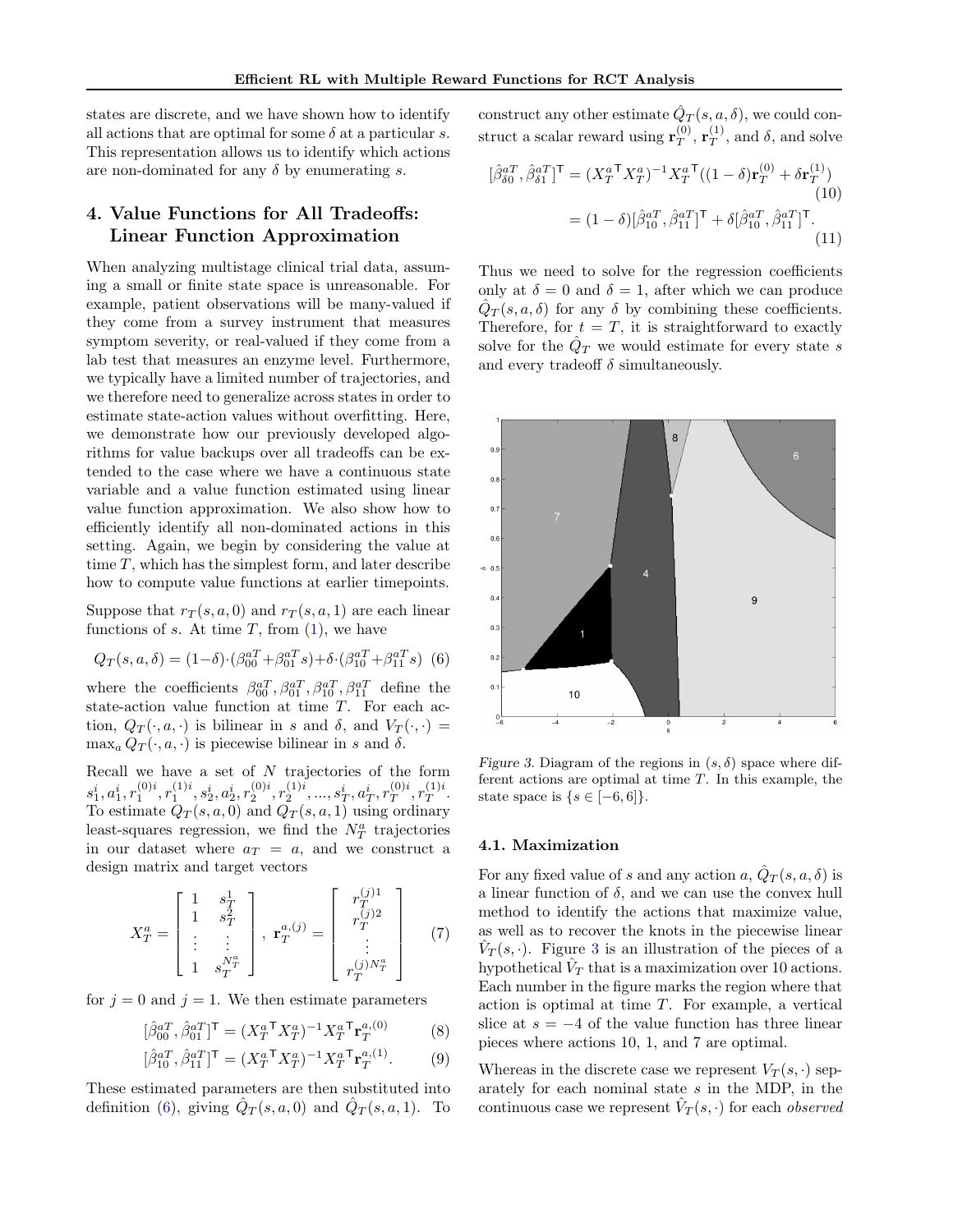states are discrete, and we have shown how to identify all actions that are optimal for some $\delta$ at a particular $s$. This representation allows us to identify which actions are non-dominated for any $\delta$ by enumerating $s$.

## 4. Value Functions for All Tradeoffs: Linear Function Approximation

When analyzing multistage clinical trial data, assuming a small or finite state space is unreasonable. For example, patient observations will be many-valued if they come from a survey instrument that measures symptom severity, or real-valued if they come from a lab test that measures an enzyme level. Furthermore, we typically have a limited number of trajectories, and we therefore need to generalize across states in order to estimate state-action values without overfitting. Here, we demonstrate how our previously developed algorithms for value backups over all tradeoffs can be extended to the case where we have a continuous state variable and a value function estimated using linear value function approximation. We also show how to efficiently identify all non-dominated actions in this setting. Again, we begin by considering the value at time $T$, which has the simplest form, and later describe how to compute value functions at earlier timepoints.

Suppose that $r_T(s, a, 0)$ and $r_T(s, a, 1)$ are each linear functions of $s$. At time $T$, from (1), we have

$$Q_T(s, a, \delta) = (1-\delta)\cdot(\beta_{00}^{aT} + \beta_{01}^{aT} s) + \delta\cdot(\beta_{10}^{aT} + \beta_{11}^{aT} s) \quad (6)$$

where the coefficients $\beta_{00}^{aT}, \beta_{01}^{aT}, \beta_{10}^{aT}, \beta_{11}^{aT}$ define the state-action value function at time $T$. For each action, $Q_T(\cdot, a, \cdot)$ is bilinear in $s$ and $\delta$, and $V_T(\cdot, \cdot) = \max_a Q_T(\cdot, a, \cdot)$ is piecewise bilinear in $s$ and $\delta$.

Recall we have a set of $N$ trajectories of the form $s_1^i, a_1^i, r_1^{(0)i}, r_1^{(1)i}, s_2^i, a_2^i, r_2^{(0)i}, r_2^{(1)i}, ..., s_T^i, a_T^i, r_T^{(0)i}, r_T^{(1)i}$. To estimate $Q_T(s, a, 0)$ and $Q_T(s, a, 1)$ using ordinary least-squares regression, we find the $N_T^a$ trajectories in our dataset where $a_T = a$, and we construct a design matrix and target vectors

$$X_T^a = \begin{bmatrix} 1 & s_T^1 \\ 1 & s_T^2 \\ \vdots & \vdots \\ 1 & s_T^{N_T^a} \end{bmatrix}, \; \mathbf{r}_T^{a,(j)} = \begin{bmatrix} r_T^{(j)1} \\ r_T^{(j)2} \\ \vdots \\ r_T^{(j)N_T^a} \end{bmatrix} \quad (7)$$

for $j = 0$ and $j = 1$. We then estimate parameters

$$[\hat{\beta}_{00}^{aT}, \hat{\beta}_{01}^{aT}]^\mathsf{T} = (X_T^{a\mathsf{T}} X_T^a)^{-1} X_T^{a\mathsf{T}} \mathbf{r}_T^{a,(0)} \quad (8)$$

$$[\hat{\beta}_{10}^{aT}, \hat{\beta}_{11}^{aT}]^\mathsf{T} = (X_T^{a\mathsf{T}} X_T^a)^{-1} X_T^{a\mathsf{T}} \mathbf{r}_T^{a,(1)}. \quad (9)$$

These estimated parameters are then substituted into definition (6), giving $\hat{Q}_T(s, a, 0)$ and $\hat{Q}_T(s, a, 1)$. To construct any other estimate $\hat{Q}_T(s, a, \delta)$, we could construct a scalar reward using $\mathbf{r}_T^{(0)}$, $\mathbf{r}_T^{(1)}$, and $\delta$, and solve

$$[\hat{\beta}_{\delta 0}^{aT}, \hat{\beta}_{\delta 1}^{aT}]^\mathsf{T} = (X_T^{a\mathsf{T}} X_T^a)^{-1} X_T^{a\mathsf{T}} ((1-\delta)\mathbf{r}_T^{(0)} + \delta \mathbf{r}_T^{(1)}) \quad (10)$$

$$= (1-\delta)[\hat{\beta}_{10}^{aT}, \hat{\beta}_{11}^{aT}]^\mathsf{T} + \delta[\hat{\beta}_{10}^{aT}, \hat{\beta}_{11}^{aT}]^\mathsf{T}. \quad (11)$$

Thus we need to solve for the regression coefficients only at $\delta = 0$ and $\delta = 1$, after which we can produce $\hat{Q}_T(s, a, \delta)$ for any $\delta$ by combining these coefficients. Therefore, for $t = T$, it is straightforward to exactly solve for the $\hat{Q}_T$ we would estimate for every state $s$ and every tradeoff $\delta$ simultaneously.

*Figure 3.* Diagram of the regions in $(s, \delta)$ space where different actions are optimal at time $T$. In this example, the state space is $\{s \in [-6, 6]\}$.

### 4.1. Maximization

For any fixed value of $s$ and any action $a$, $\hat{Q}_T(s, a, \delta)$ is a linear function of $\delta$, and we can use the convex hull method to identify the actions that maximize value, as well as to recover the knots in the piecewise linear $\hat{V}_T(s, \cdot)$. Figure 3 is an illustration of the pieces of a hypothetical $\hat{V}_T$ that is a maximization over 10 actions. Each number in the figure marks the region where that action is optimal at time $T$. For example, a vertical slice at $s = -4$ of the value function has three linear pieces where actions 10, 1, and 7 are optimal.

Whereas in the discrete case we represent $V_T(s, \cdot)$ separately for each nominal state $s$ in the MDP, in the continuous case we represent $\hat{V}_T(s, \cdot)$ for each *observed*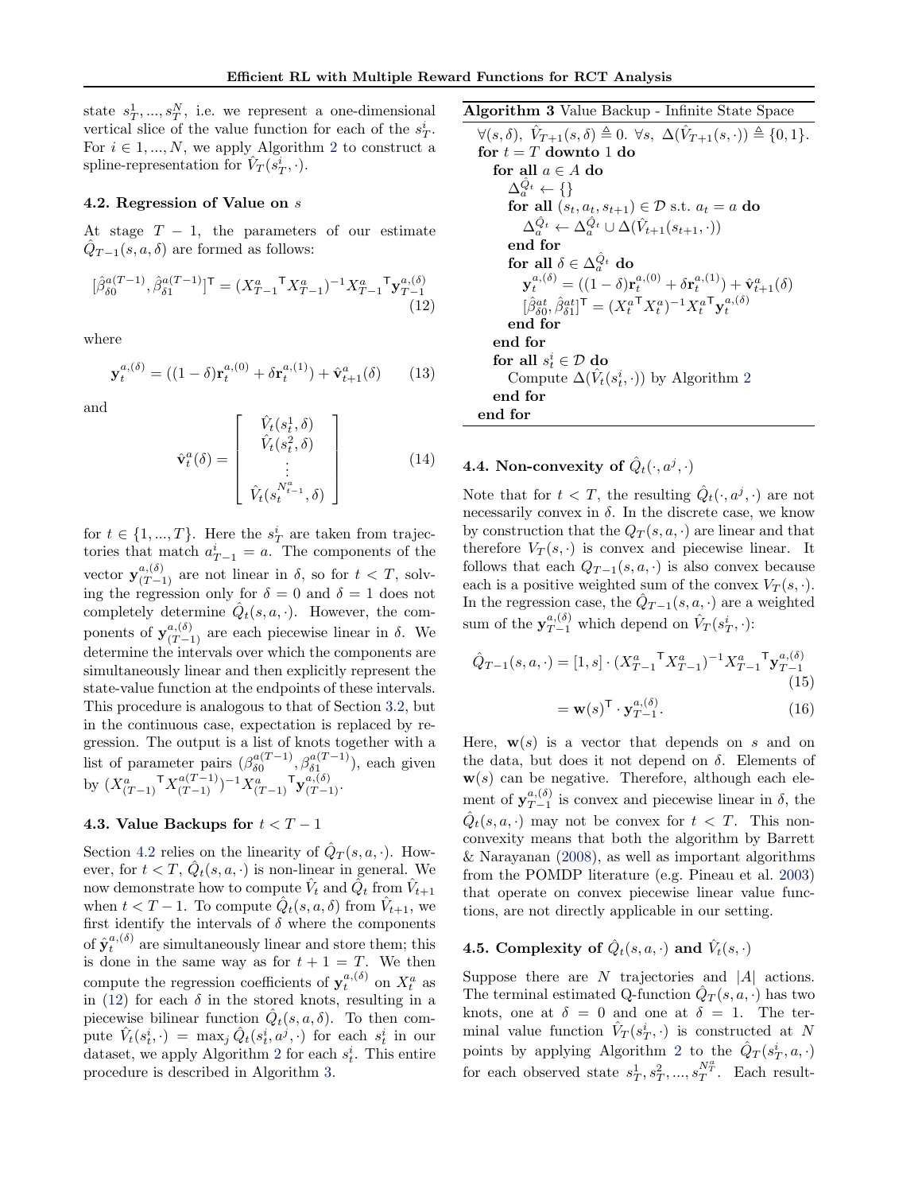state $s_T^1, ..., s_T^N$, i.e. we represent a one-dimensional vertical slice of the value function for each of the $s_T^i$. For $i \in 1, ..., N$, we apply Algorithm 2 to construct a spline-representation for $\hat{V}_T(s_T^i, \cdot)$.

### 4.2. Regression of Value on $s$

At stage $T-1$, the parameters of our estimate $\hat{Q}_{T-1}(s, a, \delta)$ are formed as follows:

$$[\hat{\beta}_{\delta 0}^{a(T-1)}, \hat{\beta}_{\delta 1}^{a(T-1)}]^\mathsf{T} = ({X_{T-1}^a}^\mathsf{T} X_{T-1}^a)^{-1} {X_{T-1}^a}^\mathsf{T} \mathbf{y}_{T-1}^{a,(\delta)} \tag{12}$$

where

$$\mathbf{y}_t^{a,(\delta)} = ((1-\delta)\mathbf{r}_t^{a,(0)} + \delta \mathbf{r}_t^{a,(1)}) + \hat{\mathbf{v}}_{t+1}^a(\delta) \tag{13}$$

and

$$\hat{\mathbf{v}}_t^a(\delta) = \begin{bmatrix} \hat{V}_t(s_t^1, \delta) \\ \hat{V}_t(s_t^2, \delta) \\ \vdots \\ \hat{V}_t(s_t^{N_{t-1}^a}, \delta) \end{bmatrix} \tag{14}$$

for $t \in \{1, ..., T\}$. Here the $s_T^i$ are taken from trajectories that match $a_{T-1}^i = a$. The components of the vector $\mathbf{y}_{(T-1)}^{a,(\delta)}$ are not linear in $\delta$, so for $t < T$, solving the regression only for $\delta = 0$ and $\delta = 1$ does not completely determine $\hat{Q}_t(s, a, \cdot)$. However, the components of $\mathbf{y}_{(T-1)}^{a,(\delta)}$ are each piecewise linear in $\delta$. We determine the intervals over which the components are simultaneously linear and then explicitly represent the state-value function at the endpoints of these intervals. This procedure is analogous to that of Section 3.2, but in the continuous case, expectation is replaced by regression. The output is a list of knots together with a list of parameter pairs $(\beta_{\delta 0}^{a(T-1)}, \beta_{\delta 1}^{a(T-1)})$, each given by $({X_{(T-1)}^a}^\mathsf{T} X_{(T-1)}^{a(T-1)})^{-1} {X_{(T-1)}^a}^\mathsf{T} \mathbf{y}_{(T-1)}^{a,(\delta)}$.

### 4.3. Value Backups for $t < T-1$

Section 4.2 relies on the linearity of $\hat{Q}_T(s, a, \cdot)$. However, for $t < T$, $\hat{Q}_t(s, a, \cdot)$ is non-linear in general. We now demonstrate how to compute $\hat{V}_t$ and $\hat{Q}_t$ from $\hat{V}_{t+1}$ when $t < T-1$. To compute $\hat{Q}_t(s, a, \delta)$ from $\hat{V}_{t+1}$, we first identify the intervals of $\delta$ where the components of $\hat{\mathbf{y}}_t^{a,(\delta)}$ are simultaneously linear and store them; this is done in the same way as for $t+1 = T$. We then compute the regression coefficients of $\mathbf{y}_t^{a,(\delta)}$ on $X_t^a$ as in (12) for each $\delta$ in the stored knots, resulting in a piecewise bilinear function $\hat{Q}_t(s, a, \delta)$. To then compute $\hat{V}_t(s_t^i, \cdot) = \max_j \hat{Q}_t(s_t^i, a^j, \cdot)$ for each $s_t^i$ in our dataset, we apply Algorithm 2 for each $s_t^i$. This entire procedure is described in Algorithm 3.

**Algorithm 3** Value Backup - Infinite State Space

```
∀(s,δ), V̂_{T+1}(s,δ) ≜ 0. ∀s, Δ(V̂_{T+1}(s,·)) ≜ {0,1}.
for t = T downto 1 do
  for all a ∈ A do
    Δ_a^{Q̂_t} ← {}
    for all (s_t, a_t, s_{t+1}) ∈ D s.t. a_t = a do
      Δ_a^{Q̂_t} ← Δ_a^{Q̂_t} ∪ Δ(V̂_{t+1}(s_{t+1},·))
    end for
    for all δ ∈ Δ_a^{Q̂_t} do
      y_t^{a,(δ)} = ((1−δ) r_t^{a,(0)} + δ r_t^{a,(1)}) + v̂_{t+1}^a(δ)
      [β̂_{δ0}^{at}, β̂_{δ1}^{at}]^T = (X_t^a^T X_t^a)^{-1} X_t^a^T y_t^{a,(δ)}
    end for
  end for
  for all s_t^i ∈ D do
    Compute Δ(V̂_t(s_t^i,·)) by Algorithm 2
  end for
end for
```

### 4.4. Non-convexity of $\hat{Q}_t(\cdot, a^j, \cdot)$

Note that for $t < T$, the resulting $\hat{Q}_t(\cdot, a^j, \cdot)$ are not necessarily convex in $\delta$. In the discrete case, we know by construction that the $Q_T(s, a, \cdot)$ are linear and that therefore $V_T(s, \cdot)$ is convex and piecewise linear. It follows that each $Q_{T-1}(s, a, \cdot)$ is also convex because each is a positive weighted sum of the convex $V_T(s, \cdot)$. In the regression case, the $\hat{Q}_{T-1}(s, a, \cdot)$ are a weighted sum of the $\mathbf{y}_{T-1}^{a,(\delta)}$ which depend on $\hat{V}_T(s_T^i, \cdot)$:

$$\hat{Q}_{T-1}(s, a, \cdot) = [1, s] \cdot ({X_{T-1}^a}^\mathsf{T} X_{T-1}^a)^{-1} {X_{T-1}^a}^\mathsf{T} \mathbf{y}_{T-1}^{a,(\delta)} \tag{15}$$

$$= \mathbf{w}(s)^\mathsf{T} \cdot \mathbf{y}_{T-1}^{a,(\delta)}. \tag{16}$$

Here, $\mathbf{w}(s)$ is a vector that depends on $s$ and on the data, but does it not depend on $\delta$. Elements of $\mathbf{w}(s)$ can be negative. Therefore, although each element of $\mathbf{y}_{T-1}^{a,(\delta)}$ is convex and piecewise linear in $\delta$, the $\hat{Q}_t(s, a, \cdot)$ may not be convex for $t < T$. This non-convexity means that both the algorithm by Barrett & Narayanan (2008), as well as important algorithms from the POMDP literature (e.g. Pineau et al. 2003) that operate on convex piecewise linear value functions, are not directly applicable in our setting.

### 4.5. Complexity of $\hat{Q}_t(s, a, \cdot)$ and $\hat{V}_t(s, \cdot)$

Suppose there are $N$ trajectories and $|A|$ actions. The terminal estimated Q-function $\hat{Q}_T(s, a, \cdot)$ has two knots, one at $\delta = 0$ and one at $\delta = 1$. The terminal value function $\hat{V}_T(s_T^i, \cdot)$ is constructed at $N$ points by applying Algorithm 2 to the $\hat{Q}_T(s_T^i, a, \cdot)$ for each observed state $s_T^1, s_T^2, ..., s_T^{N_T^a}$. Each result-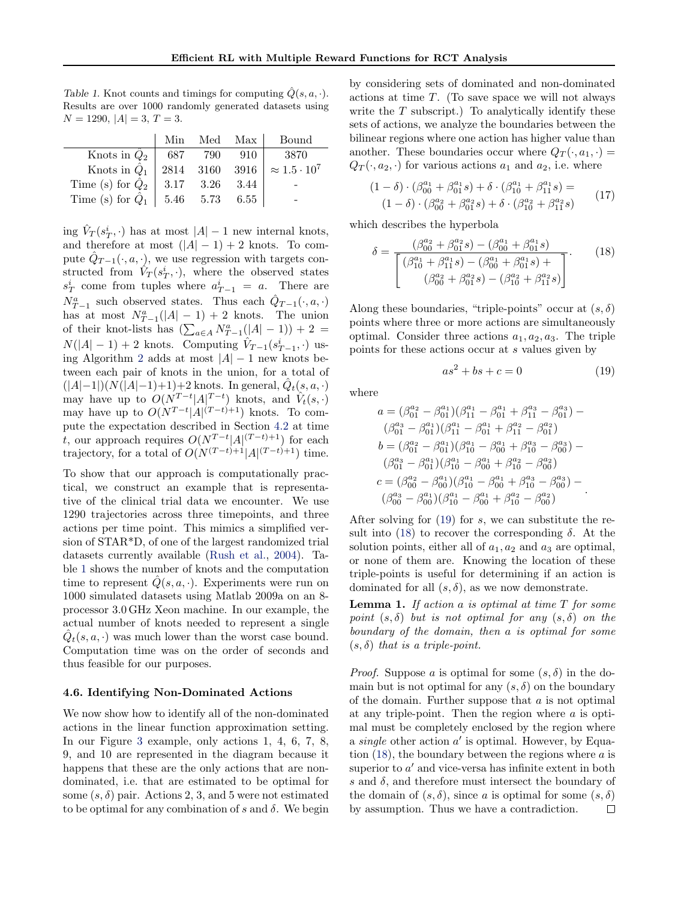Table 1. Knot counts and timings for computing $\hat{Q}(s, a, \cdot)$. Results are over 1000 randomly generated datasets using $N = 1290$, $|A| = 3$, $T = 3$.

| | Min | Med | Max | Bound |
|---|---|---|---|---|
| Knots in $\hat{Q}_2$ | 687 | 790 | 910 | 3870 |
| Knots in $\hat{Q}_1$ | 2814 | 3160 | 3916 | $\approx 1.5 \cdot 10^7$ |
| Time (s) for $\hat{Q}_2$ | 3.17 | 3.26 | 3.44 | - |
| Time (s) for $\hat{Q}_1$ | 5.46 | 5.73 | 6.55 | - |

ing $\hat{V}_T(s^i_T, \cdot)$ has at most $|A| - 1$ new internal knots, and therefore at most $(|A| - 1) + 2$ knots. To compute $\hat{Q}_{T-1}(\cdot, a, \cdot)$, we use regression with targets constructed from $\hat{V}_T(s^i_T, \cdot)$, where the observed states $s^i_T$ come from tuples where $a^i_{T-1} = a$. There are $N^a_{T-1}$ such observed states. Thus each $\hat{Q}_{T-1}(\cdot, a, \cdot)$ has at most $N^a_{T-1}(|A| - 1) + 2$ knots. The union of their knot-lists has $(\sum_{a \in A} N^a_{T-1}(|A| - 1)) + 2 = N(|A| - 1) + 2$ knots. Computing $\hat{V}_{T-1}(s^i_{T-1}, \cdot)$ using Algorithm 2 adds at most $|A| - 1$ new knots between each pair of knots in the union, for a total of $(|A| - 1)(N(|A| - 1) + 1) + 2$ knots. In general, $\hat{Q}_t(s, a, \cdot)$ may have up to $O(N^{T-t}|A|^{T-t})$ knots, and $\hat{V}_t(s, \cdot)$ may have up to $O(N^{T-t}|A|^{(T-t)+1})$ knots. To compute the expectation described in Section 4.2 at time $t$, our approach requires $O(N^{T-t}|A|^{(T-t)+1})$ for each trajectory, for a total of $O(N^{(T-t)+1}|A|^{(T-t)+1})$ time.

To show that our approach is computationally practical, we construct an example that is representative of the clinical trial data we encounter. We use 1290 trajectories across three timepoints, and three actions per time point. This mimics a simplified version of STAR*D, of one of the largest randomized trial datasets currently available (Rush et al., 2004). Table 1 shows the number of knots and the computation time to represent $\hat{Q}(s, a, \cdot)$. Experiments were run on 1000 simulated datasets using Matlab 2009a on an 8-processor 3.0 GHz Xeon machine. In our example, the actual number of knots needed to represent a single $\hat{Q}_t(s, a, \cdot)$ was much lower than the worst case bound. Computation time was on the order of seconds and thus feasible for our purposes.

### 4.6. Identifying Non-Dominated Actions

We now show how to identify all of the non-dominated actions in the linear function approximation setting. In our Figure 3 example, only actions 1, 4, 6, 7, 8, 9, and 10 are represented in the diagram because it happens that these are the only actions that are non-dominated, i.e. that are estimated to be optimal for some $(s, \delta)$ pair. Actions 2, 3, and 5 were not estimated to be optimal for any combination of $s$ and $\delta$. We begin by considering sets of dominated and non-dominated actions at time $T$. (To save space we will not always write the $T$ subscript.) To analytically identify these sets of actions, we analyze the boundaries between the bilinear regions where one action has higher value than another. These boundaries occur where $Q_T(\cdot, a_1, \cdot) = Q_T(\cdot, a_2, \cdot)$ for various actions $a_1$ and $a_2$, i.e. where

$$(1 - \delta) \cdot (\beta^{a_1}_{00} + \beta^{a_1}_{01} s) + \delta \cdot (\beta^{a_1}_{10} + \beta^{a_1}_{11} s) = (1 - \delta) \cdot (\beta^{a_2}_{00} + \beta^{a_2}_{01} s) + \delta \cdot (\beta^{a_2}_{10} + \beta^{a_2}_{11} s) \tag{17}$$

which describes the hyperbola

$$\delta = \frac{(\beta^{a_2}_{00} + \beta^{a_2}_{01} s) - (\beta^{a_1}_{00} + \beta^{a_1}_{01} s)}{\left[\begin{array}{c}(\beta^{a_1}_{10} + \beta^{a_1}_{11} s) - (\beta^{a_1}_{00} + \beta^{a_1}_{01} s) + \\ (\beta^{a_2}_{00} + \beta^{a_2}_{01} s) - (\beta^{a_2}_{10} + \beta^{a_2}_{11} s)\end{array}\right]}. \tag{18}$$

Along these boundaries, "triple-points" occur at $(s, \delta)$ points where three or more actions are simultaneously optimal. Consider three actions $a_1, a_2, a_3$. The triple points for these actions occur at $s$ values given by

$$as^2 + bs + c = 0 \tag{19}$$

where

$$\begin{aligned}
a &= (\beta^{a_2}_{01} - \beta^{a_1}_{01})(\beta^{a_1}_{11} - \beta^{a_1}_{01} + \beta^{a_3}_{11} - \beta^{a_3}_{01}) - \\
&\quad (\beta^{a_3}_{01} - \beta^{a_1}_{01})(\beta^{a_1}_{11} - \beta^{a_1}_{01} + \beta^{a_2}_{11} - \beta^{a_2}_{01}) \\
b &= (\beta^{a_2}_{01} - \beta^{a_1}_{01})(\beta^{a_1}_{10} - \beta^{a_1}_{00} + \beta^{a_3}_{10} - \beta^{a_3}_{00}) - \\
&\quad (\beta^{a_3}_{01} - \beta^{a_1}_{01})(\beta^{a_1}_{10} - \beta^{a_1}_{00} + \beta^{a_2}_{10} - \beta^{a_2}_{00}) \\
c &= (\beta^{a_2}_{00} - \beta^{a_1}_{00})(\beta^{a_1}_{10} - \beta^{a_1}_{00} + \beta^{a_3}_{10} - \beta^{a_3}_{00}) - \\
&\quad (\beta^{a_3}_{00} - \beta^{a_1}_{00})(\beta^{a_1}_{10} - \beta^{a_1}_{00} + \beta^{a_2}_{10} - \beta^{a_2}_{00}).
\end{aligned}$$

After solving for (19) for $s$, we can substitute the result into (18) to recover the corresponding $\delta$. At the solution points, either all of $a_1, a_2$ and $a_3$ are optimal, or none of them are. Knowing the location of these triple-points is useful for determining if an action is dominated for all $(s, \delta)$, as we now demonstrate.

**Lemma 1.** *If action $a$ is optimal at time $T$ for some point $(s, \delta)$ but is not optimal for any $(s, \delta)$ on the boundary of the domain, then $a$ is optimal for some $(s, \delta)$ that is a triple-point.*

*Proof.* Suppose $a$ is optimal for some $(s, \delta)$ in the domain but is not optimal for any $(s, \delta)$ on the boundary of the domain. Further suppose that $a$ is not optimal at any triple-point. Then the region where $a$ is optimal must be completely enclosed by the region where a *single* other action $a'$ is optimal. However, by Equation (18), the boundary between the regions where $a$ is superior to $a'$ and vice-versa has infinite extent in both $s$ and $\delta$, and therefore must intersect the boundary of the domain of $(s, \delta)$, since $a$ is optimal for some $(s, \delta)$ by assumption. Thus we have a contradiction. ∎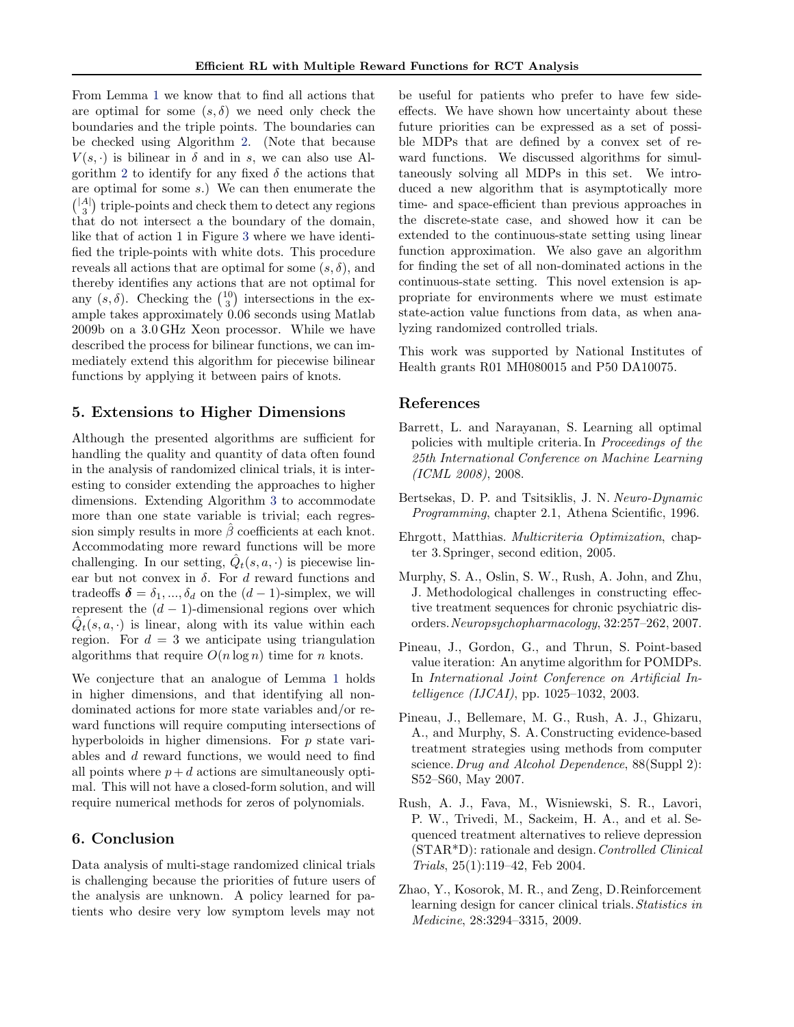From Lemma 1 we know that to find all actions that are optimal for some $(s, \delta)$ we need only check the boundaries and the triple points. The boundaries can be checked using Algorithm 2. (Note that because $V(s, \cdot)$ is bilinear in $\delta$ and in $s$, we can also use Algorithm 2 to identify for any fixed $\delta$ the actions that are optimal for some $s$.) We can then enumerate the $\binom{|A|}{3}$ triple-points and check them to detect any regions that do not intersect a the boundary of the domain, like that of action 1 in Figure 3 where we have identified the triple-points with white dots. This procedure reveals all actions that are optimal for some $(s, \delta)$, and thereby identifies any actions that are not optimal for any $(s, \delta)$. Checking the $\binom{10}{3}$ intersections in the example takes approximately 0.06 seconds using Matlab 2009b on a 3.0 GHz Xeon processor. While we have described the process for bilinear functions, we can immediately extend this algorithm for piecewise bilinear functions by applying it between pairs of knots.

## 5. Extensions to Higher Dimensions

Although the presented algorithms are sufficient for handling the quality and quantity of data often found in the analysis of randomized clinical trials, it is interesting to consider extending the approaches to higher dimensions. Extending Algorithm 3 to accommodate more than one state variable is trivial; each regression simply results in more $\hat{\beta}$ coefficients at each knot. Accommodating more reward functions will be more challenging. In our setting, $\hat{Q}_t(s, a, \cdot)$ is piecewise linear but not convex in $\delta$. For $d$ reward functions and tradeoffs $\boldsymbol{\delta} = \delta_1, ..., \delta_d$ on the $(d-1)$-simplex, we will represent the $(d-1)$-dimensional regions over which $\hat{Q}_t(s, a, \cdot)$ is linear, along with its value within each region. For $d = 3$ we anticipate using triangulation algorithms that require $O(n \log n)$ time for $n$ knots.

We conjecture that an analogue of Lemma 1 holds in higher dimensions, and that identifying all non-dominated actions for more state variables and/or reward functions will require computing intersections of hyperboloids in higher dimensions. For $p$ state variables and $d$ reward functions, we would need to find all points where $p + d$ actions are simultaneously optimal. This will not have a closed-form solution, and will require numerical methods for zeros of polynomials.

## 6. Conclusion

Data analysis of multi-stage randomized clinical trials is challenging because the priorities of future users of the analysis are unknown. A policy learned for patients who desire very low symptom levels may not be useful for patients who prefer to have few side-effects. We have shown how uncertainty about these future priorities can be expressed as a set of possible MDPs that are defined by a convex set of reward functions. We discussed algorithms for simultaneously solving all MDPs in this set. We introduced a new algorithm that is asymptotically more time- and space-efficient than previous approaches in the discrete-state case, and showed how it can be extended to the continuous-state setting using linear function approximation. We also gave an algorithm for finding the set of all non-dominated actions in the continuous-state setting. This novel extension is appropriate for environments where we must estimate state-action value functions from data, as when analyzing randomized controlled trials.

This work was supported by National Institutes of Health grants R01 MH080015 and P50 DA10075.

## References

Barrett, L. and Narayanan, S. Learning all optimal policies with multiple criteria. In *Proceedings of the 25th International Conference on Machine Learning (ICML 2008)*, 2008.

Bertsekas, D. P. and Tsitsiklis, J. N. *Neuro-Dynamic Programming*, chapter 2.1, Athena Scientific, 1996.

Ehrgott, Matthias. *Multicriteria Optimization*, chapter 3. Springer, second edition, 2005.

Murphy, S. A., Oslin, S. W., Rush, A. John, and Zhu, J. Methodological challenges in constructing effective treatment sequences for chronic psychiatric disorders. *Neuropsychopharmacology*, 32:257–262, 2007.

Pineau, J., Gordon, G., and Thrun, S. Point-based value iteration: An anytime algorithm for POMDPs. In *International Joint Conference on Artificial Intelligence (IJCAI)*, pp. 1025–1032, 2003.

Pineau, J., Bellemare, M. G., Rush, A. J., Ghizaru, A., and Murphy, S. A. Constructing evidence-based treatment strategies using methods from computer science. *Drug and Alcohol Dependence*, 88(Suppl 2): S52–S60, May 2007.

Rush, A. J., Fava, M., Wisniewski, S. R., Lavori, P. W., Trivedi, M., Sackeim, H. A., and et al. Sequenced treatment alternatives to relieve depression (STAR*D): rationale and design. *Controlled Clinical Trials*, 25(1):119–42, Feb 2004.

Zhao, Y., Kosorok, M. R., and Zeng, D. Reinforcement learning design for cancer clinical trials. *Statistics in Medicine*, 28:3294–3315, 2009.